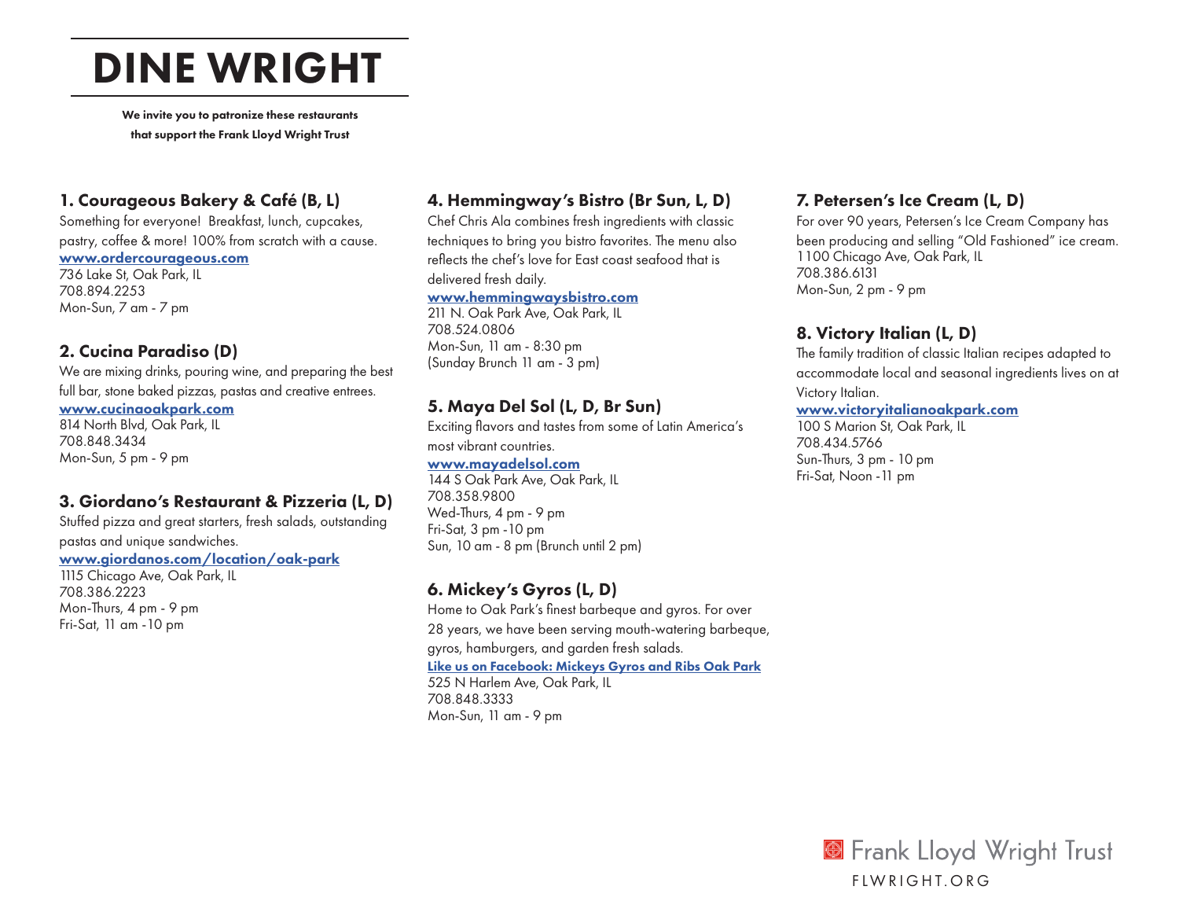# DINE WRIGHT

**We invite you to patronize these restaurants that support the Frank Lloyd Wright Trust**

### 1. Courageous Bakery & Café (B, L)

Something for everyone! Breakfast, lunch, cupcakes, pastry, coffee & more! 100% from scratch with a cause.
**www.ordercourageous.com**
736 Lake St, Oak Park, IL
708.894.2253
Mon-Sun, 7 am - 7 pm

### 2. Cucina Paradiso (D)

We are mixing drinks, pouring wine, and preparing the best full bar, stone baked pizzas, pastas and creative entrees.
**www.cucinaoakpark.com**
814 North Blvd, Oak Park, IL
708.848.3434
Mon-Sun, 5 pm - 9 pm

### 3. Giordano's Restaurant & Pizzeria (L, D)

Stuffed pizza and great starters, fresh salads, outstanding pastas and unique sandwiches.
**www.giordanos.com/location/oak-park**
1115 Chicago Ave, Oak Park, IL
708.386.2223
Mon-Thurs, 4 pm - 9 pm
Fri-Sat, 11 am -10 pm

### 4. Hemmingway's Bistro (Br Sun, L, D)

Chef Chris Ala combines fresh ingredients with classic techniques to bring you bistro favorites. The menu also reflects the chef's love for East coast seafood that is delivered fresh daily.
**www.hemmingwaysbistro.com**
211 N. Oak Park Ave, Oak Park, IL
708.524.0806
Mon-Sun, 11 am - 8:30 pm
(Sunday Brunch 11 am - 3 pm)

### 5. Maya Del Sol (L, D, Br Sun)

Exciting flavors and tastes from some of Latin America's most vibrant countries.
**www.mayadelsol.com**
144 S Oak Park Ave, Oak Park, IL
708.358.9800
Wed-Thurs, 4 pm - 9 pm
Fri-Sat, 3 pm -10 pm
Sun, 10 am - 8 pm (Brunch until 2 pm)

### 6. Mickey's Gyros (L, D)

Home to Oak Park's finest barbeque and gyros. For over 28 years, we have been serving mouth-watering barbeque, gyros, hamburgers, and garden fresh salads.
**Like us on Facebook: Mickeys Gyros and Ribs Oak Park**
525 N Harlem Ave, Oak Park, IL
708.848.3333
Mon-Sun, 11 am - 9 pm

### 7. Petersen's Ice Cream (L, D)

For over 90 years, Petersen's Ice Cream Company has been producing and selling "Old Fashioned" ice cream.
1100 Chicago Ave, Oak Park, IL
708.386.6131
Mon-Sun, 2 pm - 9 pm

### 8. Victory Italian (L, D)

The family tradition of classic Italian recipes adapted to accommodate local and seasonal ingredients lives on at Victory Italian.
**www.victoryitalianoakpark.com**
100 S Marion St, Oak Park, IL
708.434.5766
Sun-Thurs, 3 pm - 10 pm
Fri-Sat, Noon -11 pm

Frank Lloyd Wright Trust
FLWRIGHT.ORG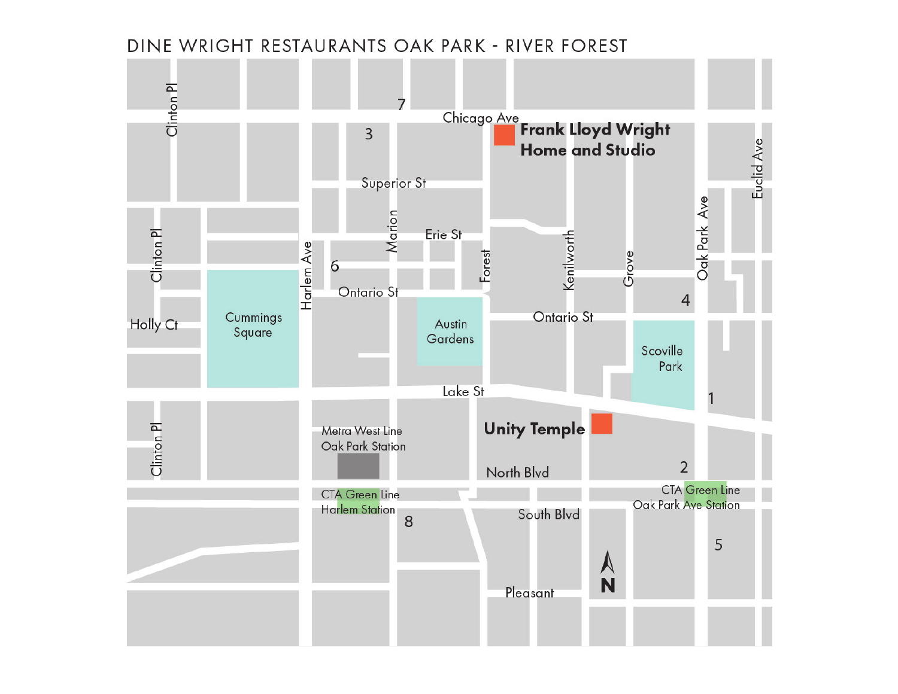# DINE WRIGHT RESTAURANTS OAK PARK - RIVER FOREST

Clinton Pl
7
Chicago Ave
3
**Frank Lloyd Wright Home and Studio**
Euclid Ave
Superior St
Clinton Pl
Marion
Erie St
Oak Park Ave
Harlem Ave
6
Forest
Kenilworth
Grove
Ontario St
4
Cummings Square
Holly Ct
Austin Gardens
Ontario St
Scoville Park
Lake St
1
Clinton Pl
Metra West Line Oak Park Station
**Unity Temple**
North Blvd
2
CTA Green Line Harlem Station
CTA Green Line Oak Park Ave Station
8
South Blvd
5
N
Pleasant